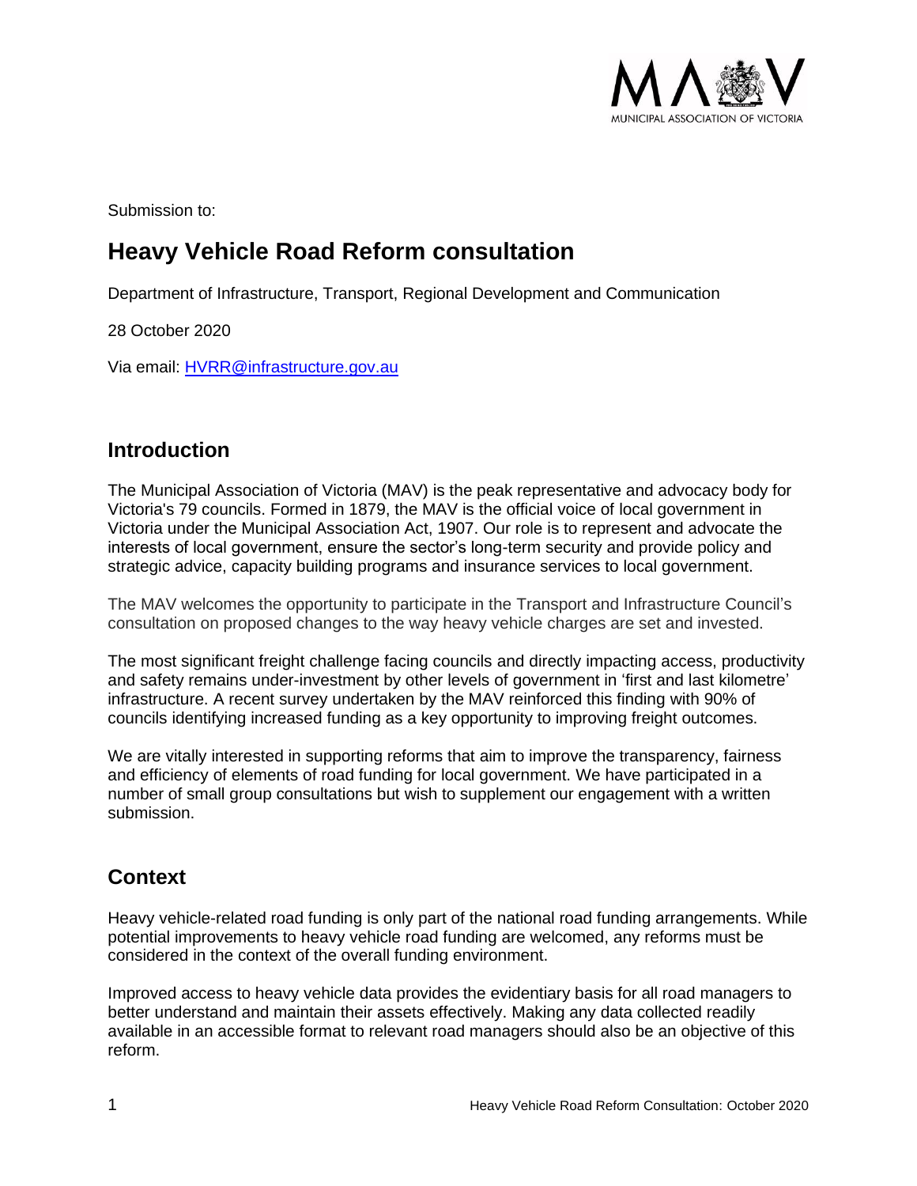Submission to:

# Heavy Vehicle Road Reform consultation

Department of Infrastructure, Transport, Regional Development and Communication

28 October 2020

Via email: [HVRR@infrastructure.gov.au](mailto:HVRR@infrastructure.gov.au)

## Introduction

The Municipal Association of Victoria (MAV) is the peak representative and advocacy body for Victoria's 79 councils. Formed in 1879, the MAV is the official voice of local government in Victoria under the Municipal Association Act, 1907. Our role is to represent and advocate the interests of local government, ensure the sector's long-term security and provide policy and strategic advice, capacity building programs and insurance services to local government.

The MAV welcomes the opportunity to participate in the Transport and Infrastructure Council's consultation on proposed changes to the way heavy vehicle charges are set and invested.

The most significant freight challenge facing councils and directly impacting access, productivity and safety remains under-investment by other levels of government in 'first and last kilometre' infrastructure. A recent survey undertaken by the MAV reinforced this finding with 90% of councils identifying increased funding as a key opportunity to improving freight outcomes.

We are vitally interested in supporting reforms that aim to improve the transparency, fairness and efficiency of elements of road funding for local government. We have participated in a number of small group consultations but wish to supplement our engagement with a written submission.

## Context

Heavy vehicle-related road funding is only part of the national road funding arrangements. While potential improvements to heavy vehicle road funding are welcomed, any reforms must be considered in the context of the overall funding environment.

Improved access to heavy vehicle data provides the evidentiary basis for all road managers to better understand and maintain their assets effectively. Making any data collected readily available in an accessible format to relevant road managers should also be an objective of this reform.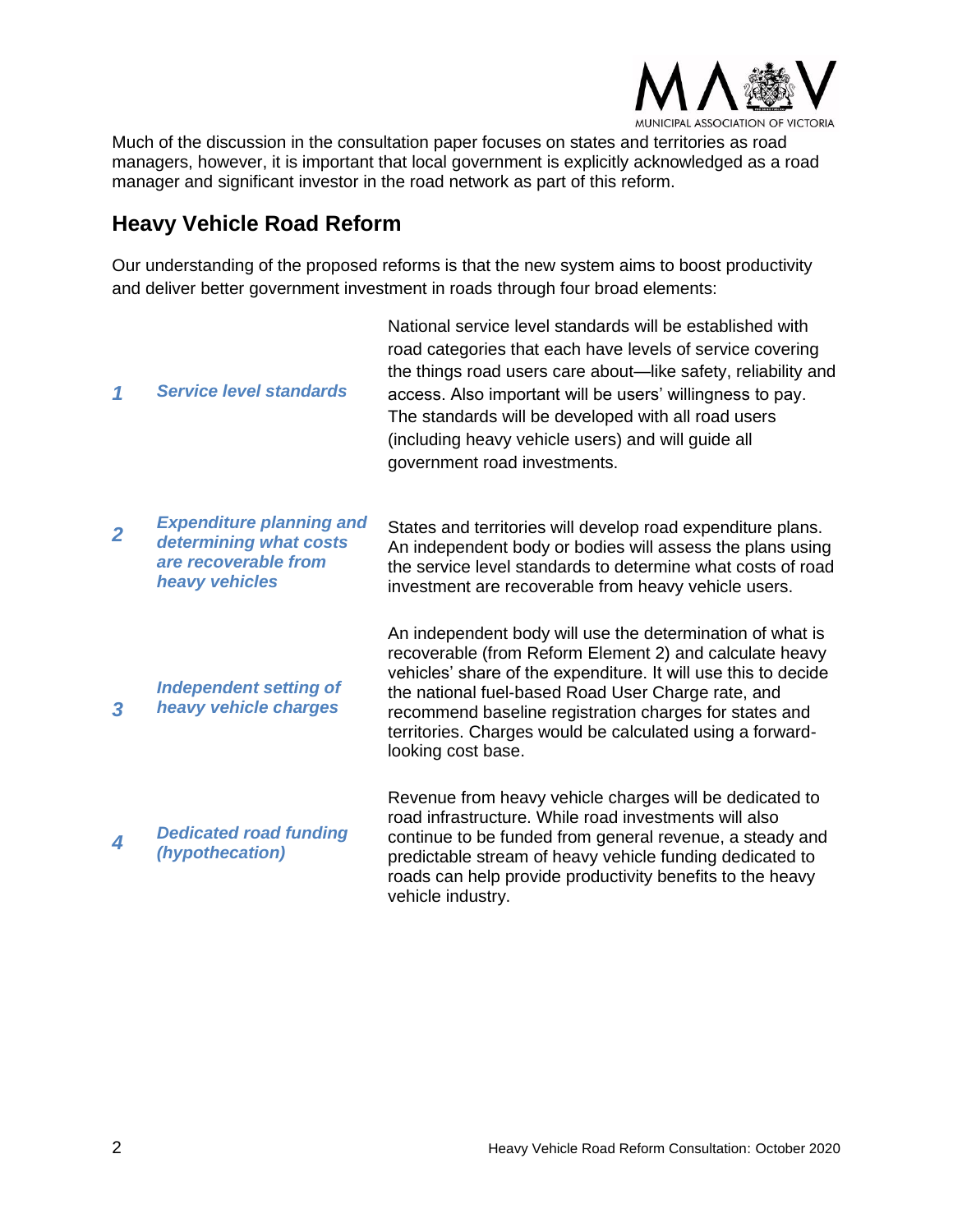Much of the discussion in the consultation paper focuses on states and territories as road managers, however, it is important that local government is explicitly acknowledged as a road manager and significant investor in the road network as part of this reform.

## Heavy Vehicle Road Reform

Our understanding of the proposed reforms is that the new system aims to boost productivity and deliver better government investment in roads through four broad elements:

| | | |
|---|---|---|
| ***1*** | ***Service level standards*** | National service level standards will be established with road categories that each have levels of service covering the things road users care about—like safety, reliability and access. Also important will be users' willingness to pay. The standards will be developed with all road users (including heavy vehicle users) and will guide all government road investments. |
| ***2*** | ***Expenditure planning and determining what costs are recoverable from heavy vehicles*** | States and territories will develop road expenditure plans. An independent body or bodies will assess the plans using the service level standards to determine what costs of road investment are recoverable from heavy vehicle users. |
| ***3*** | ***Independent setting of heavy vehicle charges*** | An independent body will use the determination of what is recoverable (from Reform Element 2) and calculate heavy vehicles' share of the expenditure. It will use this to decide the national fuel-based Road User Charge rate, and recommend baseline registration charges for states and territories. Charges would be calculated using a forward-looking cost base. |
| ***4*** | ***Dedicated road funding (hypothecation)*** | Revenue from heavy vehicle charges will be dedicated to road infrastructure. While road investments will also continue to be funded from general revenue, a steady and predictable stream of heavy vehicle funding dedicated to roads can help provide productivity benefits to the heavy vehicle industry. |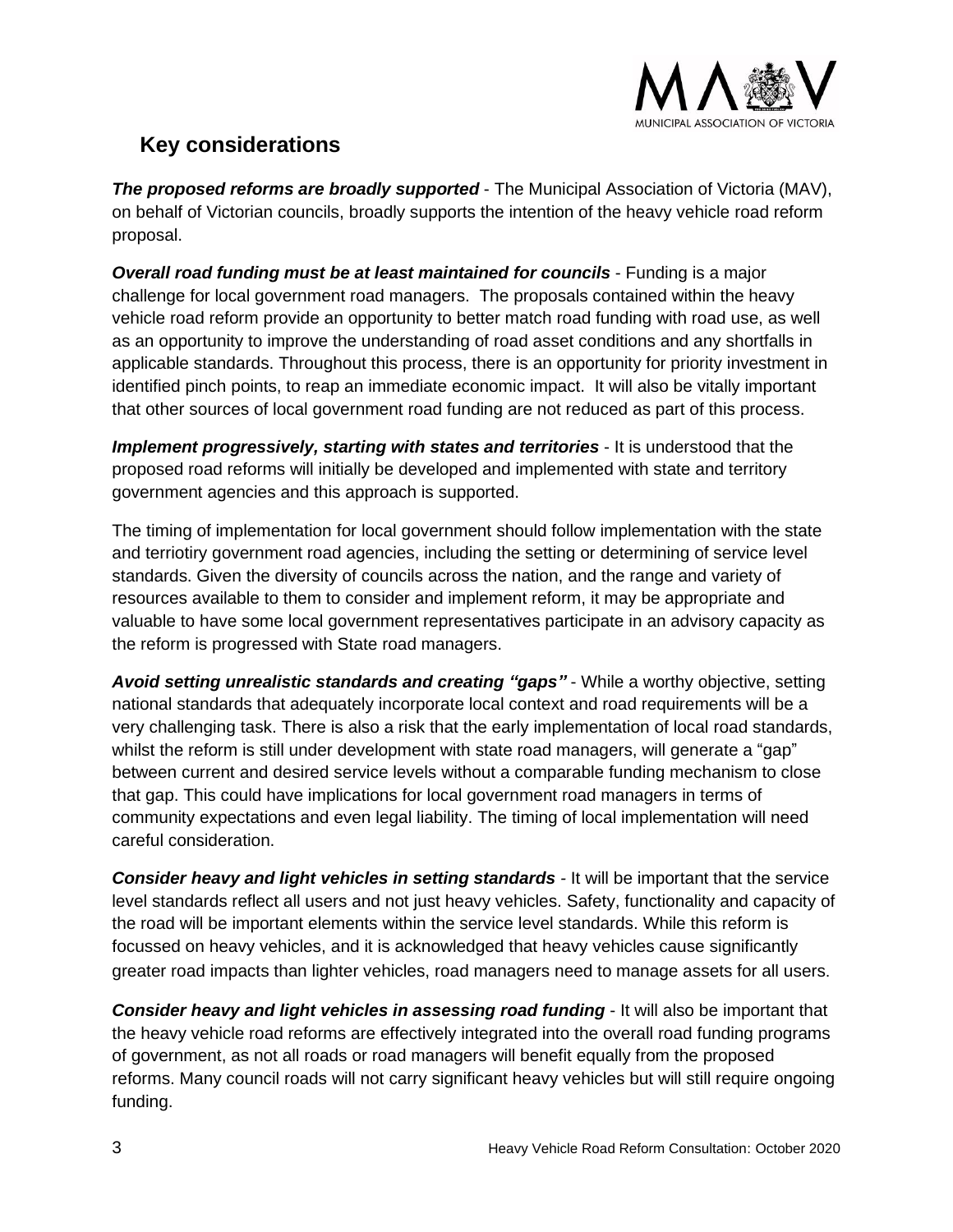## Key considerations

***The proposed reforms are broadly supported*** - The Municipal Association of Victoria (MAV), on behalf of Victorian councils, broadly supports the intention of the heavy vehicle road reform proposal.

***Overall road funding must be at least maintained for councils*** - Funding is a major challenge for local government road managers. The proposals contained within the heavy vehicle road reform provide an opportunity to better match road funding with road use, as well as an opportunity to improve the understanding of road asset conditions and any shortfalls in applicable standards. Throughout this process, there is an opportunity for priority investment in identified pinch points, to reap an immediate economic impact. It will also be vitally important that other sources of local government road funding are not reduced as part of this process.

***Implement progressively, starting with states and territories*** - It is understood that the proposed road reforms will initially be developed and implemented with state and territory government agencies and this approach is supported.

The timing of implementation for local government should follow implementation with the state and terriotiry government road agencies, including the setting or determining of service level standards. Given the diversity of councils across the nation, and the range and variety of resources available to them to consider and implement reform, it may be appropriate and valuable to have some local government representatives participate in an advisory capacity as the reform is progressed with State road managers.

***Avoid setting unrealistic standards and creating "gaps"*** - While a worthy objective, setting national standards that adequately incorporate local context and road requirements will be a very challenging task. There is also a risk that the early implementation of local road standards, whilst the reform is still under development with state road managers, will generate a "gap" between current and desired service levels without a comparable funding mechanism to close that gap. This could have implications for local government road managers in terms of community expectations and even legal liability. The timing of local implementation will need careful consideration.

***Consider heavy and light vehicles in setting standards*** - It will be important that the service level standards reflect all users and not just heavy vehicles. Safety, functionality and capacity of the road will be important elements within the service level standards. While this reform is focussed on heavy vehicles, and it is acknowledged that heavy vehicles cause significantly greater road impacts than lighter vehicles, road managers need to manage assets for all users.

***Consider heavy and light vehicles in assessing road funding*** - It will also be important that the heavy vehicle road reforms are effectively integrated into the overall road funding programs of government, as not all roads or road managers will benefit equally from the proposed reforms. Many council roads will not carry significant heavy vehicles but will still require ongoing funding.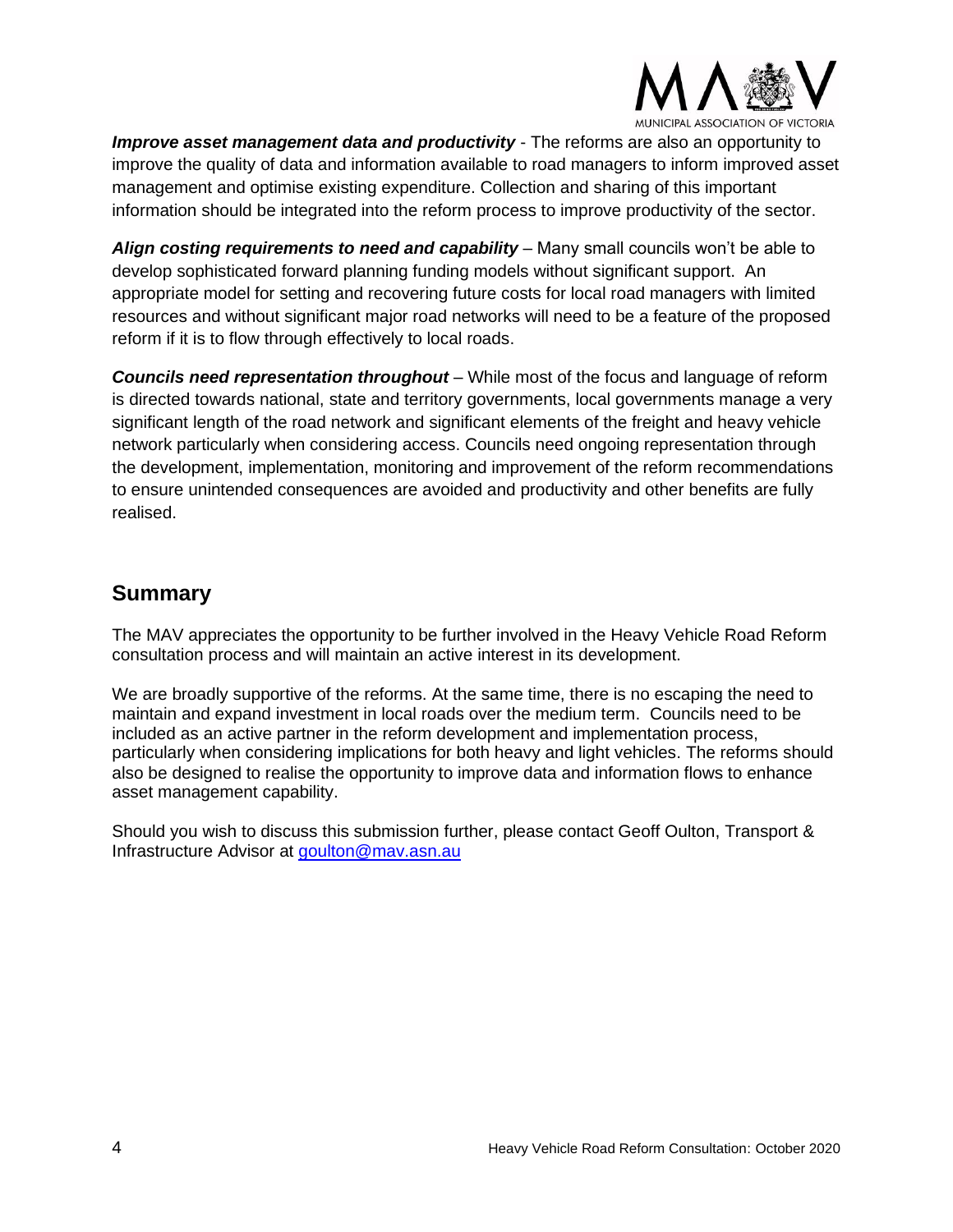***Improve asset management data and productivity*** - The reforms are also an opportunity to improve the quality of data and information available to road managers to inform improved asset management and optimise existing expenditure. Collection and sharing of this important information should be integrated into the reform process to improve productivity of the sector.

***Align costing requirements to need and capability*** – Many small councils won't be able to develop sophisticated forward planning funding models without significant support. An appropriate model for setting and recovering future costs for local road managers with limited resources and without significant major road networks will need to be a feature of the proposed reform if it is to flow through effectively to local roads.

***Councils need representation throughout*** – While most of the focus and language of reform is directed towards national, state and territory governments, local governments manage a very significant length of the road network and significant elements of the freight and heavy vehicle network particularly when considering access. Councils need ongoing representation through the development, implementation, monitoring and improvement of the reform recommendations to ensure unintended consequences are avoided and productivity and other benefits are fully realised.

## Summary

The MAV appreciates the opportunity to be further involved in the Heavy Vehicle Road Reform consultation process and will maintain an active interest in its development.

We are broadly supportive of the reforms. At the same time, there is no escaping the need to maintain and expand investment in local roads over the medium term. Councils need to be included as an active partner in the reform development and implementation process, particularly when considering implications for both heavy and light vehicles. The reforms should also be designed to realise the opportunity to improve data and information flows to enhance asset management capability.

Should you wish to discuss this submission further, please contact Geoff Oulton, Transport & Infrastructure Advisor at [goulton@mav.asn.au](mailto:goulton@mav.asn.au)